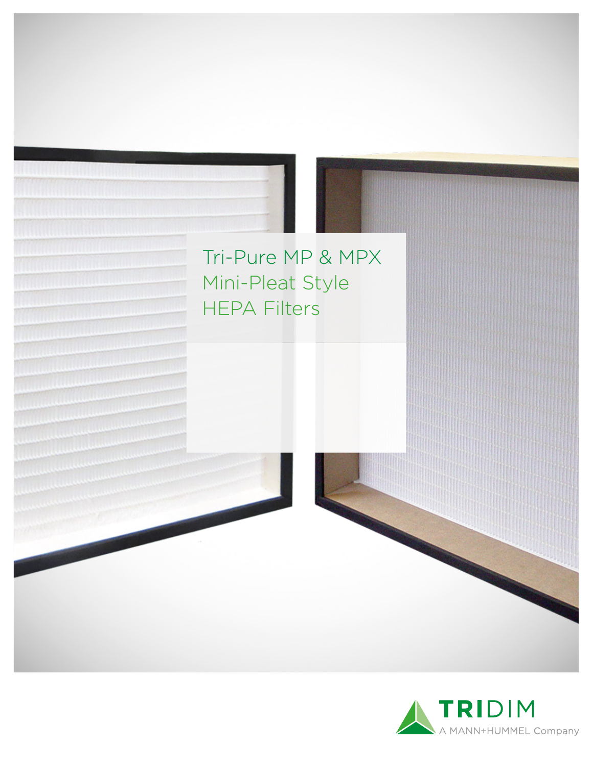# Tri-Pure MP & MPX Mini-Pleat Style HEPA Filters

TRIDIM
A MANN+HUMMEL Company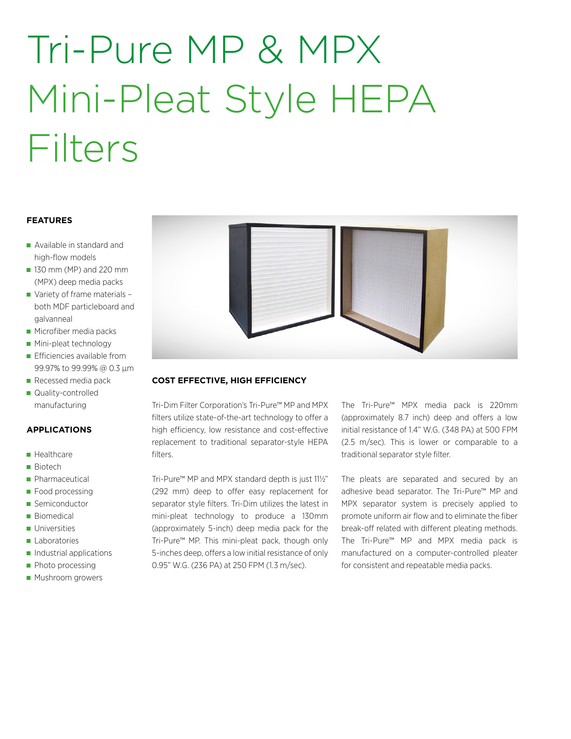# Tri-Pure MP & MPX Mini-Pleat Style HEPA Filters

### FEATURES

- Available in standard and high-flow models
- 130 mm (MP) and 220 mm (MPX) deep media packs
- Variety of frame materials – both MDF particleboard and galvanneal
- Microfiber media packs
- Mini-pleat technology
- Efficiencies available from 99.97% to 99.99% @ 0.3 µm
- Recessed media pack
- Quality-controlled manufacturing

### APPLICATIONS

- Healthcare
- Biotech
- Pharmaceutical
- Food processing
- Semiconductor
- Biomedical
- Universities
- Laboratories
- Industrial applications
- Photo processing
- Mushroom growers

### COST EFFECTIVE, HIGH EFFICIENCY

Tri-Dim Filter Corporation's Tri-Pure™ MP and MPX filters utilize state-of-the-art technology to offer a high efficiency, low resistance and cost-effective replacement to traditional separator-style HEPA filters.

Tri-Pure™ MP and MPX standard depth is just 11½" (292 mm) deep to offer easy replacement for separator style filters. Tri-Dim utilizes the latest in mini-pleat technology to produce a 130mm (approximately 5-inch) deep media pack for the Tri-Pure™ MP. This mini-pleat pack, though only 5-inches deep, offers a low initial resistance of only 0.95" W.G. (236 PA) at 250 FPM (1.3 m/sec).

The Tri-Pure™ MPX media pack is 220mm (approximately 8.7 inch) deep and offers a low initial resistance of 1.4" W.G. (348 PA) at 500 FPM (2.5 m/sec). This is lower or comparable to a traditional separator style filter.

The pleats are separated and secured by an adhesive bead separator. The Tri-Pure™ MP and MPX separator system is precisely applied to promote uniform air flow and to eliminate the fiber break-off related with different pleating methods. The Tri-Pure™ MP and MPX media pack is manufactured on a computer-controlled pleater for consistent and repeatable media packs.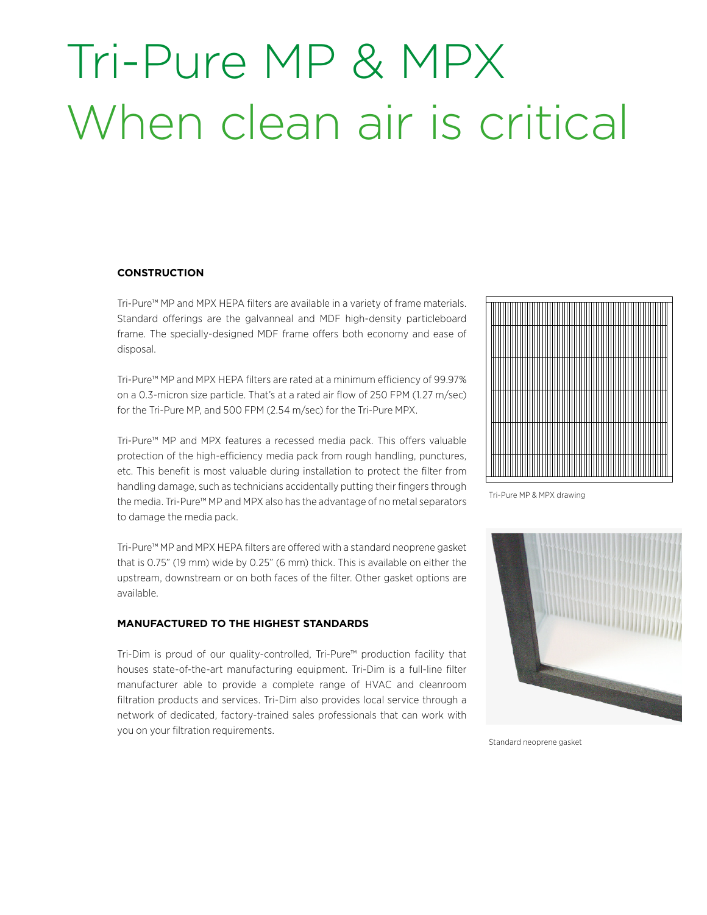# Tri-Pure MP & MPX When clean air is critical

**CONSTRUCTION**

Tri-Pure™ MP and MPX HEPA filters are available in a variety of frame materials. Standard offerings are the galvanneal and MDF high-density particleboard frame. The specially-designed MDF frame offers both economy and ease of disposal.

Tri-Pure™ MP and MPX HEPA filters are rated at a minimum efficiency of 99.97% on a 0.3-micron size particle. That's at a rated air flow of 250 FPM (1.27 m/sec) for the Tri-Pure MP, and 500 FPM (2.54 m/sec) for the Tri-Pure MPX.

Tri-Pure™ MP and MPX features a recessed media pack. This offers valuable protection of the high-efficiency media pack from rough handling, punctures, etc. This benefit is most valuable during installation to protect the filter from handling damage, such as technicians accidentally putting their fingers through the media. Tri-Pure™ MP and MPX also has the advantage of no metal separators to damage the media pack.

Tri-Pure™ MP and MPX HEPA filters are offered with a standard neoprene gasket that is 0.75" (19 mm) wide by 0.25" (6 mm) thick. This is available on either the upstream, downstream or on both faces of the filter. Other gasket options are available.

Tri-Pure MP & MPX drawing

Standard neoprene gasket

**MANUFACTURED TO THE HIGHEST STANDARDS**

Tri-Dim is proud of our quality-controlled, Tri-Pure™ production facility that houses state-of-the-art manufacturing equipment. Tri-Dim is a full-line filter manufacturer able to provide a complete range of HVAC and cleanroom filtration products and services. Tri-Dim also provides local service through a network of dedicated, factory-trained sales professionals that can work with you on your filtration requirements.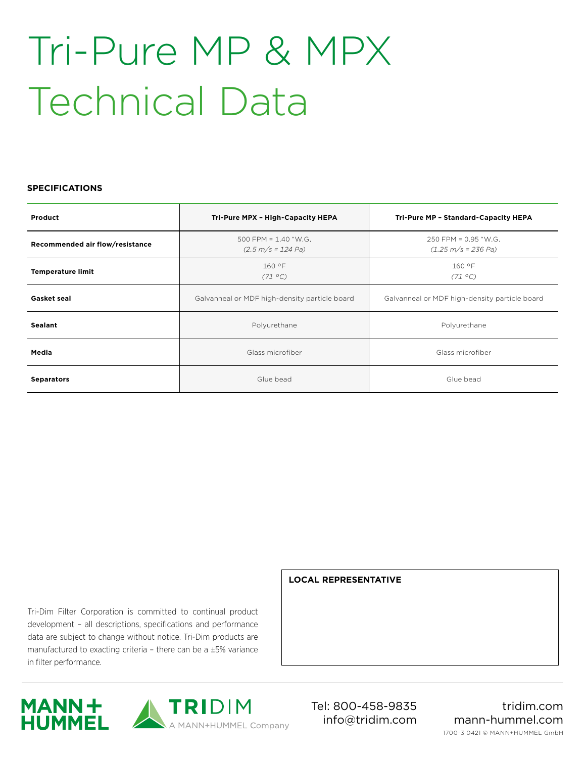# Tri-Pure MP & MPX Technical Data

**SPECIFICATIONS**

| Product | Tri-Pure MPX – High-Capacity HEPA | Tri-Pure MP – Standard-Capacity HEPA |
|---|---|---|
| Recommended air flow/resistance | 500 FPM = 1.40 "W.G. *(2.5 m/s = 124 Pa)* | 250 FPM = 0.95 "W.G. *(1.25 m/s = 236 Pa)* |
| Temperature limit | 160 °F *(71 °C)* | 160 °F *(71 °C)* |
| Gasket seal | Galvanneal or MDF high-density particle board | Galvanneal or MDF high-density particle board |
| Sealant | Polyurethane | Polyurethane |
| Media | Glass microfiber | Glass microfiber |
| Separators | Glue bead | Glue bead |

Tri-Dim Filter Corporation is committed to continual product development – all descriptions, specifications and performance data are subject to change without notice. Tri-Dim products are manufactured to exacting criteria – there can be a ±5% variance in filter performance.

**LOCAL REPRESENTATIVE**

MANN+HUMMEL

TRIDIM
A MANN+HUMMEL Company

Tel: 800-458-9835
info@tridim.com

tridim.com
mann-hummel.com

1700-3 0421 © MANN+HUMMEL GmbH